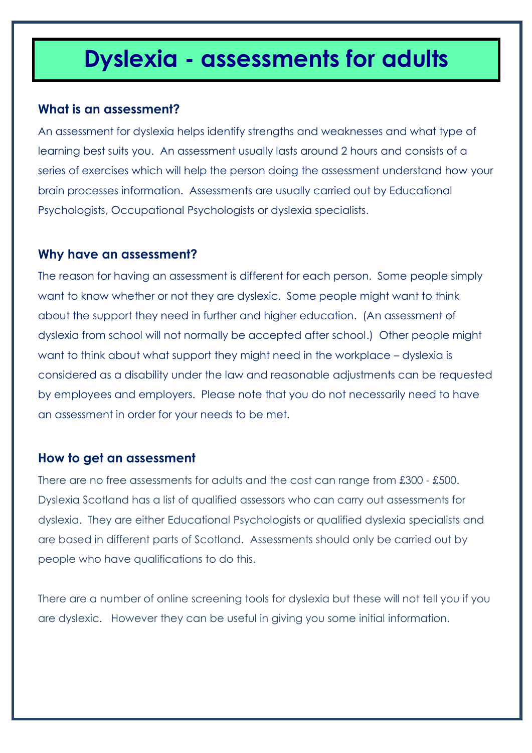# Dyslexia - assessments for adults

## What is an assessment?

An assessment for dyslexia helps identify strengths and weaknesses and what type of learning best suits you. An assessment usually lasts around 2 hours and consists of a series of exercises which will help the person doing the assessment understand how your brain processes information. Assessments are usually carried out by Educational Psychologists, Occupational Psychologists or dyslexia specialists.

## Why have an assessment?

The reason for having an assessment is different for each person. Some people simply want to know whether or not they are dyslexic. Some people might want to think about the support they need in further and higher education. (An assessment of dyslexia from school will not normally be accepted after school.) Other people might want to think about what support they might need in the workplace – dyslexia is considered as a disability under the law and reasonable adjustments can be requested by employees and employers. Please note that you do not necessarily need to have an assessment in order for your needs to be met.

## How to get an assessment

There are no free assessments for adults and the cost can range from £300 - £500. Dyslexia Scotland has a list of qualified assessors who can carry out assessments for dyslexia. They are either Educational Psychologists or qualified dyslexia specialists and are based in different parts of Scotland. Assessments should only be carried out by people who have qualifications to do this.

There are a number of online screening tools for dyslexia but these will not tell you if you are dyslexic. However they can be useful in giving you some initial information.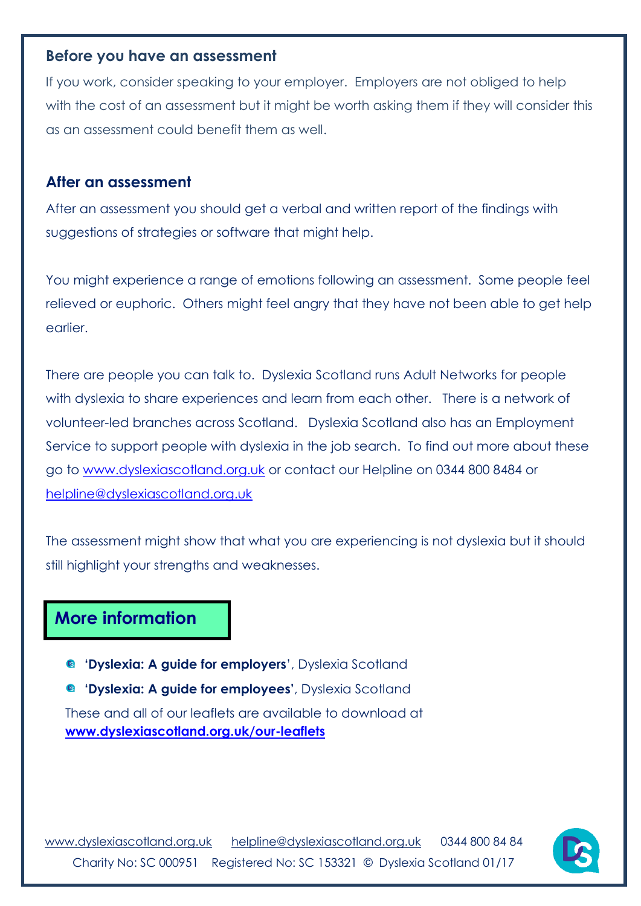## Before you have an assessment

If you work, consider speaking to your employer. Employers are not obliged to help with the cost of an assessment but it might be worth asking them if they will consider this as an assessment could benefit them as well.

## After an assessment

After an assessment you should get a verbal and written report of the findings with suggestions of strategies or software that might help.

You might experience a range of emotions following an assessment. Some people feel relieved or euphoric. Others might feel angry that they have not been able to get help earlier.

There are people you can talk to. Dyslexia Scotland runs Adult Networks for people with dyslexia to share experiences and learn from each other. There is a network of volunteer-led branches across Scotland. Dyslexia Scotland also has an Employment Service to support people with dyslexia in the job search. To find out more about these go to www.dyslexiascotland.org.uk or contact our Helpline on 0344 800 8484 or helpline@dyslexiascotland.org.uk

The assessment might show that what you are experiencing is not dyslexia but it should still highlight your strengths and weaknesses.

## More information

- **'Dyslexia: A guide for employers'**, Dyslexia Scotland
- **'Dyslexia: A guide for employees'**, Dyslexia Scotland

These and all of our leaflets are available to download at **www.dyslexiascotland.org.uk/our-leaflets**

www.dyslexiascotland.org.uk helpline@dyslexiascotland.org.uk 0344 800 84 84
Charity No: SC 000951 Registered No: SC 153321 © Dyslexia Scotland 01/17